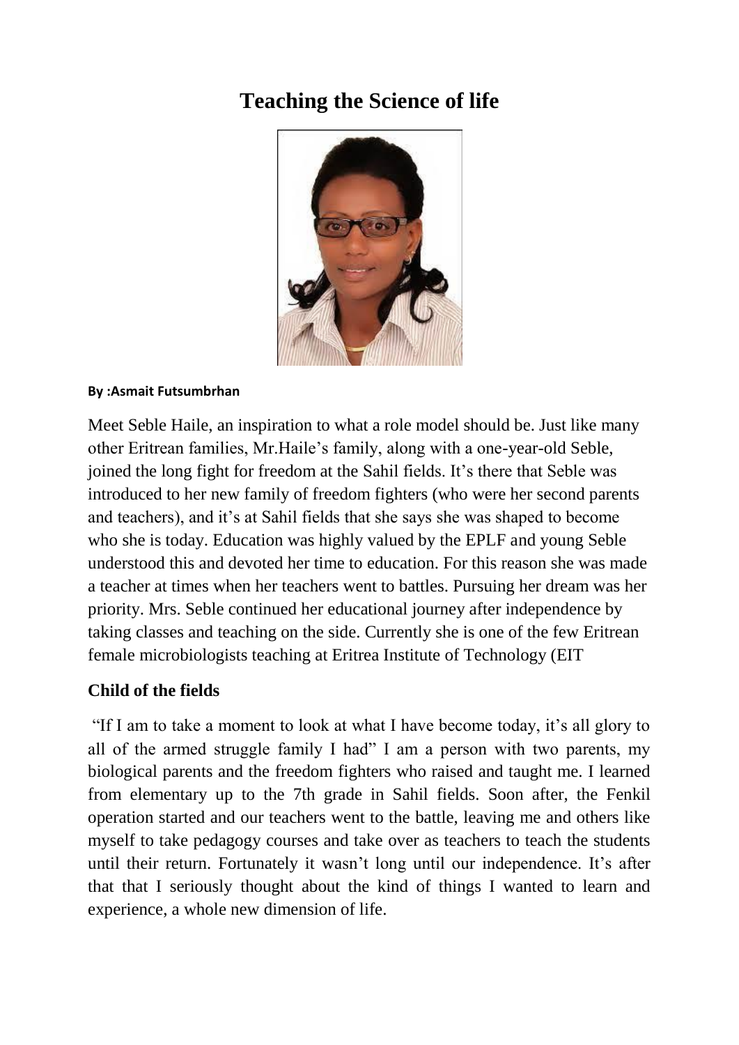# Teaching the Science of life

**By :Asmait Futsumbrhan**

Meet Seble Haile, an inspiration to what a role model should be. Just like many other Eritrean families, Mr.Haile's family, along with a one-year-old Seble, joined the long fight for freedom at the Sahil fields. It's there that Seble was introduced to her new family of freedom fighters (who were her second parents and teachers), and it's at Sahil fields that she says she was shaped to become who she is today. Education was highly valued by the EPLF and young Seble understood this and devoted her time to education. For this reason she was made a teacher at times when her teachers went to battles. Pursuing her dream was her priority. Mrs. Seble continued her educational journey after independence by taking classes and teaching on the side. Currently she is one of the few Eritrean female microbiologists teaching at Eritrea Institute of Technology (EIT

## Child of the fields

"If I am to take a moment to look at what I have become today, it's all glory to all of the armed struggle family I had" I am a person with two parents, my biological parents and the freedom fighters who raised and taught me. I learned from elementary up to the 7th grade in Sahil fields. Soon after, the Fenkil operation started and our teachers went to the battle, leaving me and others like myself to take pedagogy courses and take over as teachers to teach the students until their return. Fortunately it wasn't long until our independence. It's after that that I seriously thought about the kind of things I wanted to learn and experience, a whole new dimension of life.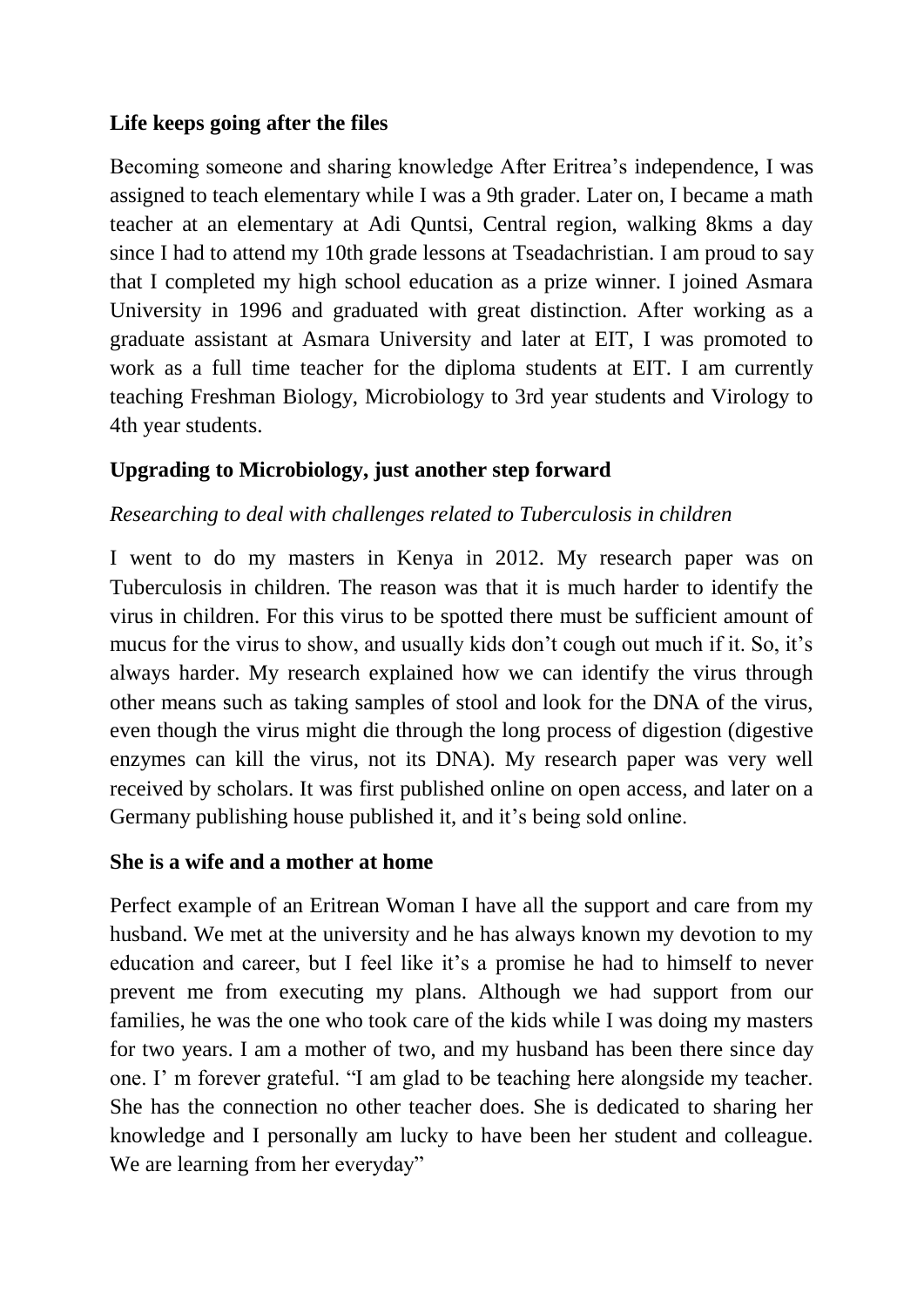**Life keeps going after the files**

Becoming someone and sharing knowledge After Eritrea's independence, I was assigned to teach elementary while I was a 9th grader. Later on, I became a math teacher at an elementary at Adi Quntsi, Central region, walking 8kms a day since I had to attend my 10th grade lessons at Tseadachristian. I am proud to say that I completed my high school education as a prize winner. I joined Asmara University in 1996 and graduated with great distinction. After working as a graduate assistant at Asmara University and later at EIT, I was promoted to work as a full time teacher for the diploma students at EIT. I am currently teaching Freshman Biology, Microbiology to 3rd year students and Virology to 4th year students.

**Upgrading to Microbiology, just another step forward**

*Researching to deal with challenges related to Tuberculosis in children*

I went to do my masters in Kenya in 2012. My research paper was on Tuberculosis in children. The reason was that it is much harder to identify the virus in children. For this virus to be spotted there must be sufficient amount of mucus for the virus to show, and usually kids don't cough out much if it. So, it's always harder. My research explained how we can identify the virus through other means such as taking samples of stool and look for the DNA of the virus, even though the virus might die through the long process of digestion (digestive enzymes can kill the virus, not its DNA). My research paper was very well received by scholars. It was first published online on open access, and later on a Germany publishing house published it, and it's being sold online.

**She is a wife and a mother at home**

Perfect example of an Eritrean Woman I have all the support and care from my husband. We met at the university and he has always known my devotion to my education and career, but I feel like it's a promise he had to himself to never prevent me from executing my plans. Although we had support from our families, he was the one who took care of the kids while I was doing my masters for two years. I am a mother of two, and my husband has been there since day one. I' m forever grateful. "I am glad to be teaching here alongside my teacher. She has the connection no other teacher does. She is dedicated to sharing her knowledge and I personally am lucky to have been her student and colleague. We are learning from her everyday"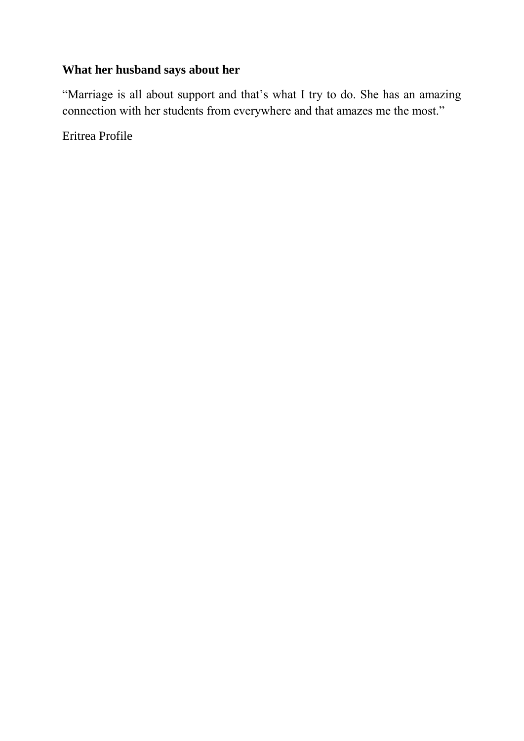**What her husband says about her**

"Marriage is all about support and that's what I try to do. She has an amazing connection with her students from everywhere and that amazes me the most."

Eritrea Profile